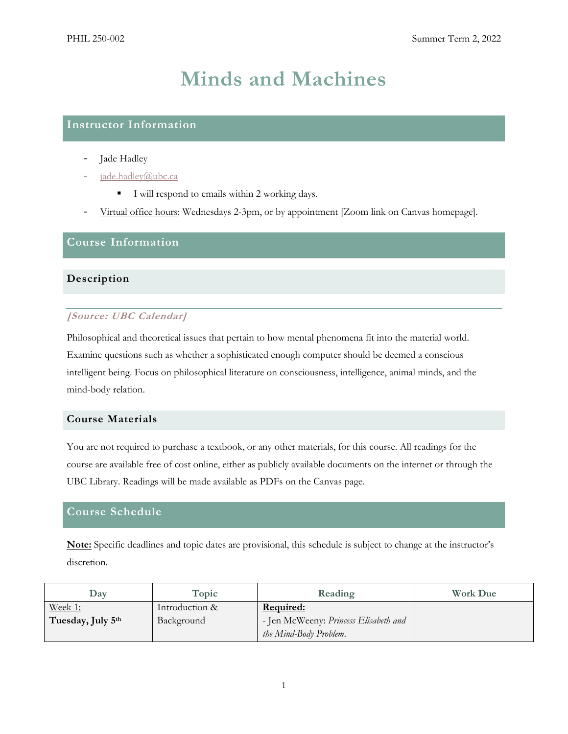# Minds and Machines

## Instructor Information

- Jade Hadley
- jade.hadley@ubc.ca
  - I will respond to emails within 2 working days.
- Virtual office hours: Wednesdays 2-3pm, or by appointment [Zoom link on Canvas homepage].

## Course Information

### Description

***[Source: UBC Calendar]***

Philosophical and theoretical issues that pertain to how mental phenomena fit into the material world. Examine questions such as whether a sophisticated enough computer should be deemed a conscious intelligent being. Focus on philosophical literature on consciousness, intelligence, animal minds, and the mind-body relation.

### Course Materials

You are not required to purchase a textbook, or any other materials, for this course. All readings for the course are available free of cost online, either as publicly available documents on the internet or through the UBC Library. Readings will be made available as PDFs on the Canvas page.

## Course Schedule

**Note:** Specific deadlines and topic dates are provisional, this schedule is subject to change at the instructor's discretion.

| Day | Topic | Reading | Work Due |
|---|---|---|---|
| Week 1:<br>**Tuesday, July 5th** | Introduction & Background | **Required:**<br>- Jen McWeeny: *Princess Elisabeth and the Mind-Body Problem.* | |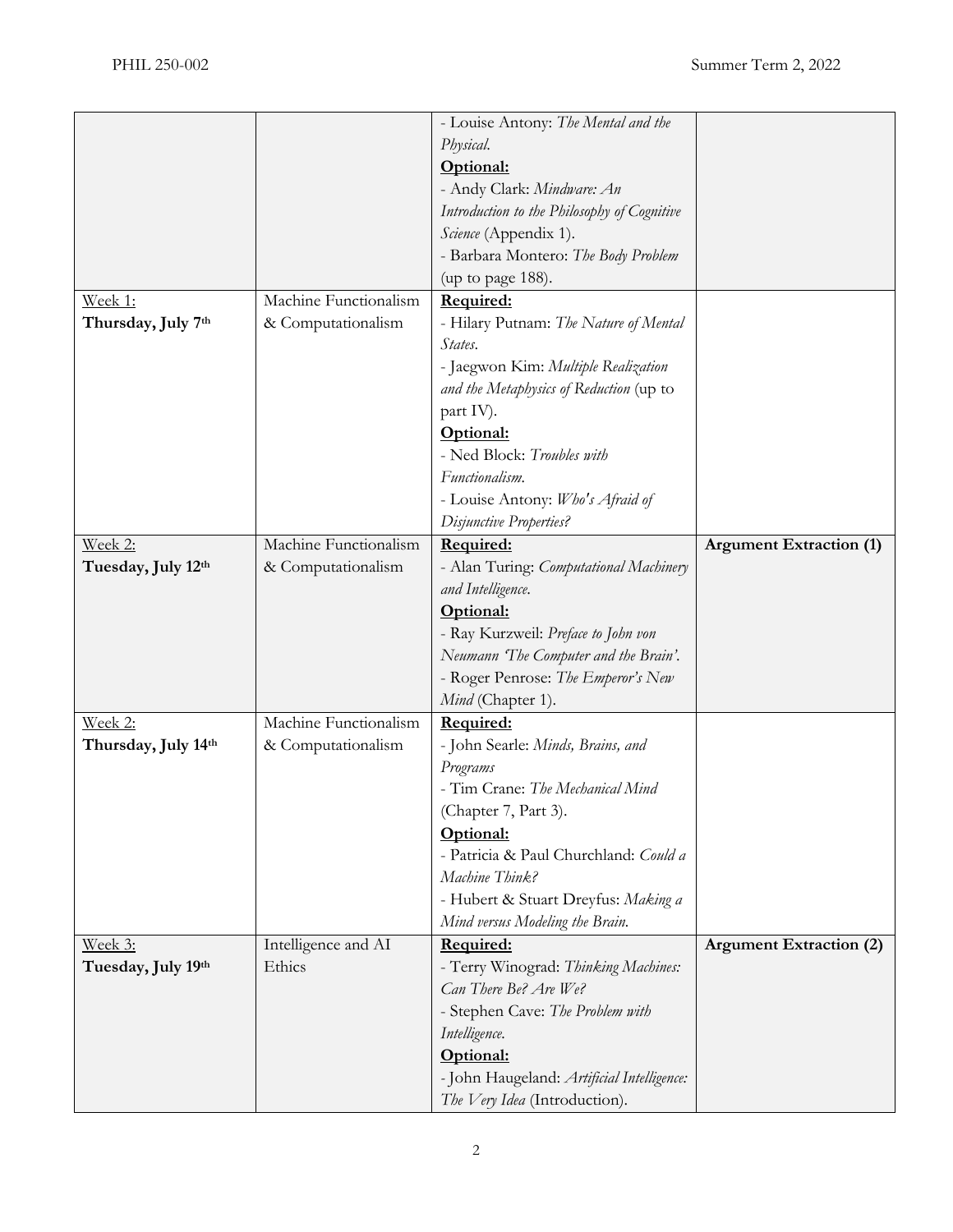| | | | |
|---|---|---|---|
| | | - Louise Antony: *The Mental and the Physical.*<br>**Optional:**<br>- Andy Clark: *Mindware: An Introduction to the Philosophy of Cognitive Science* (Appendix 1).<br>- Barbara Montero: *The Body Problem* (up to page 188). | |
| Week 1:<br>**Thursday, July 7th** | Machine Functionalism & Computationalism | **Required:**<br>- Hilary Putnam: *The Nature of Mental States.*<br>- Jaegwon Kim: *Multiple Realization and the Metaphysics of Reduction* (up to part IV).<br>**Optional:**<br>- Ned Block: *Troubles with Functionalism.*<br>- Louise Antony: *Who's Afraid of Disjunctive Properties?* | |
| Week 2:<br>**Tuesday, July 12th** | Machine Functionalism & Computationalism | **Required:**<br>- Alan Turing: *Computational Machinery and Intelligence.*<br>**Optional:**<br>- Ray Kurzweil: *Preface to John von Neumann 'The Computer and the Brain'.*<br>- Roger Penrose: *The Emperor's New Mind* (Chapter 1). | **Argument Extraction (1)** |
| Week 2:<br>**Thursday, July 14th** | Machine Functionalism & Computationalism | **Required:**<br>- John Searle: *Minds, Brains, and Programs*<br>- Tim Crane: *The Mechanical Mind* (Chapter 7, Part 3).<br>**Optional:**<br>- Patricia & Paul Churchland: *Could a Machine Think?*<br>- Hubert & Stuart Dreyfus: *Making a Mind versus Modeling the Brain.* | |
| Week 3:<br>**Tuesday, July 19th** | Intelligence and AI Ethics | **Required:**<br>- Terry Winograd: *Thinking Machines: Can There Be? Are We?*<br>- Stephen Cave: *The Problem with Intelligence.*<br>**Optional:**<br>- John Haugeland: *Artificial Intelligence: The Very Idea* (Introduction). | **Argument Extraction (2)** |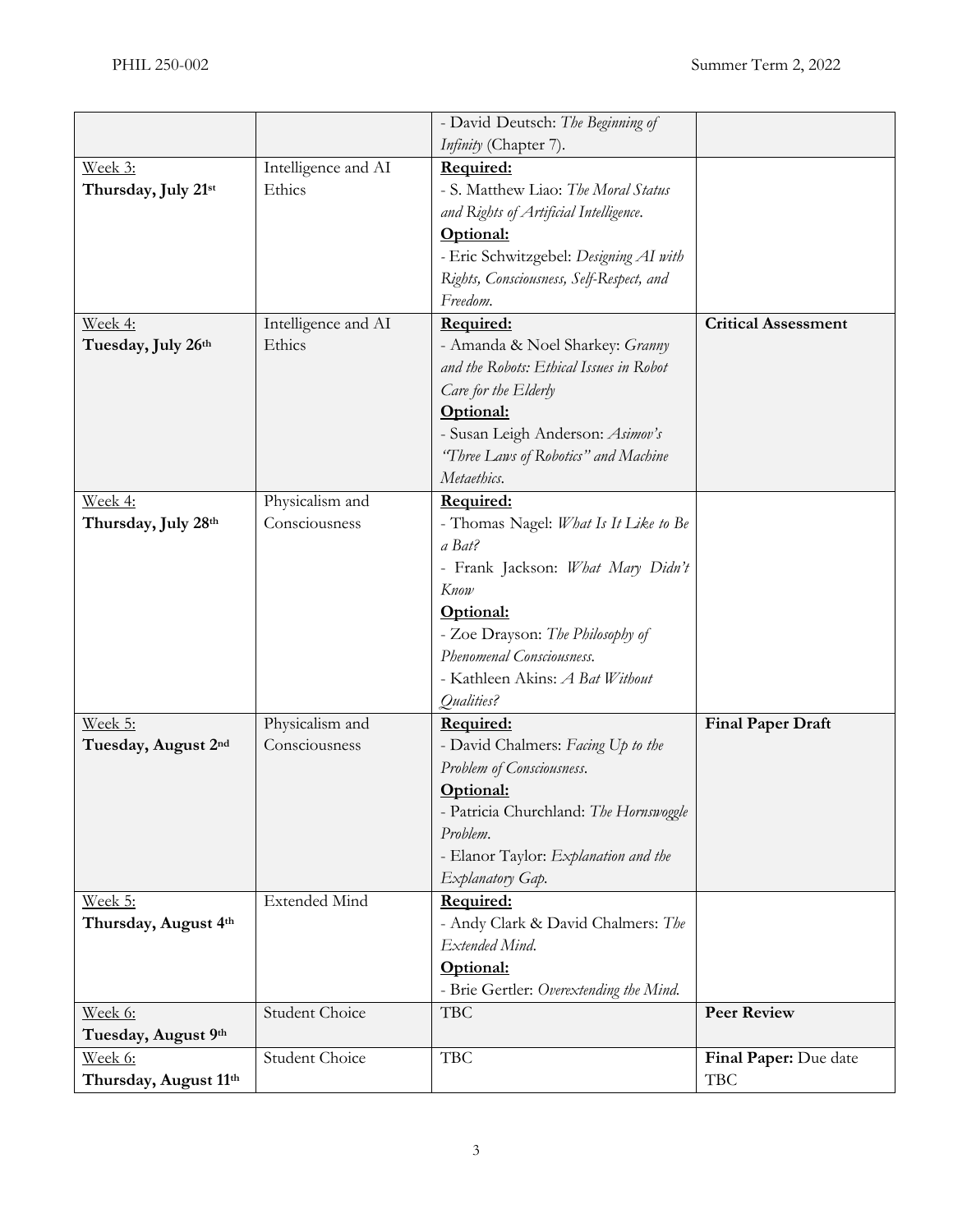| | | - David Deutsch: *The Beginning of Infinity* (Chapter 7). | |
|---|---|---|---|
| Week 3: **Thursday, July 21st** | Intelligence and AI Ethics | **Required:** - S. Matthew Liao: *The Moral Status and Rights of Artificial Intelligence*. **Optional:** - Eric Schwitzgebel: *Designing AI with Rights, Consciousness, Self-Respect, and Freedom*. | |
| Week 4: **Tuesday, July 26th** | Intelligence and AI Ethics | **Required:** - Amanda & Noel Sharkey: *Granny and the Robots: Ethical Issues in Robot Care for the Elderly* **Optional:** - Susan Leigh Anderson: *Asimov's "Three Laws of Robotics" and Machine Metaethics*. | **Critical Assessment** |
| Week 4: **Thursday, July 28th** | Physicalism and Consciousness | **Required:** - Thomas Nagel: *What Is It Like to Be a Bat?* - Frank Jackson: *What Mary Didn't Know* **Optional:** - Zoe Drayson: *The Philosophy of Phenomenal Consciousness*. - Kathleen Akins: *A Bat Without Qualities?* | |
| Week 5: **Tuesday, August 2nd** | Physicalism and Consciousness | **Required:** - David Chalmers: *Facing Up to the Problem of Consciousness*. **Optional:** - Patricia Churchland: *The Hornswoggle Problem*. - Elanor Taylor: *Explanation and the Explanatory Gap*. | **Final Paper Draft** |
| Week 5: **Thursday, August 4th** | Extended Mind | **Required:** - Andy Clark & David Chalmers: *The Extended Mind*. **Optional:** - Brie Gertler: *Overextending the Mind*. | |
| Week 6: **Tuesday, August 9th** | Student Choice | TBC | **Peer Review** |
| Week 6: **Thursday, August 11th** | Student Choice | TBC | **Final Paper:** Due date TBC |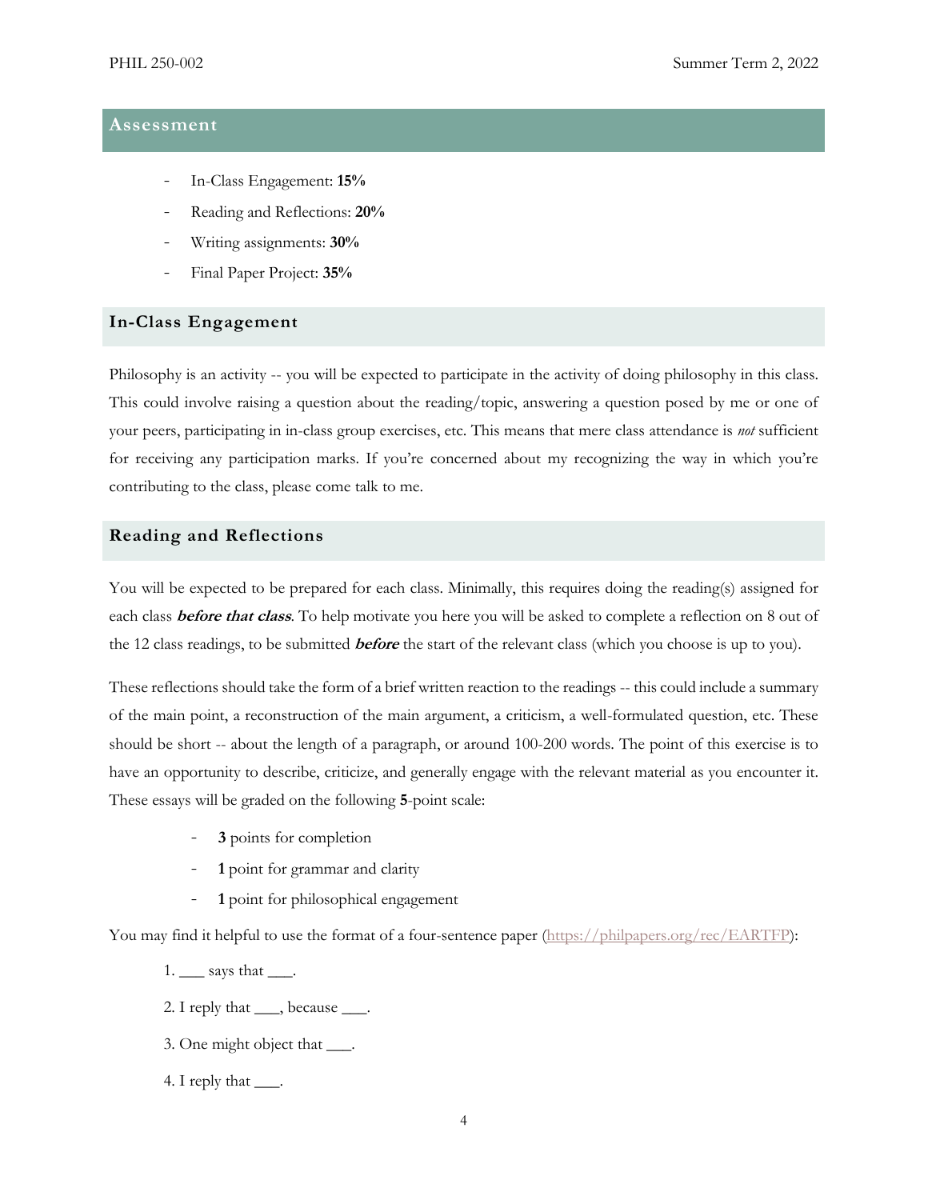## Assessment

- In-Class Engagement: **15%**
- Reading and Reflections: **20%**
- Writing assignments: **30%**
- Final Paper Project: **35%**

### In-Class Engagement

Philosophy is an activity -- you will be expected to participate in the activity of doing philosophy in this class. This could involve raising a question about the reading/topic, answering a question posed by me or one of your peers, participating in in-class group exercises, etc. This means that mere class attendance is *not* sufficient for receiving any participation marks. If you're concerned about my recognizing the way in which you're contributing to the class, please come talk to me.

### Reading and Reflections

You will be expected to be prepared for each class. Minimally, this requires doing the reading(s) assigned for each class ***before that class***. To help motivate you here you will be asked to complete a reflection on 8 out of the 12 class readings, to be submitted ***before*** the start of the relevant class (which you choose is up to you).

These reflections should take the form of a brief written reaction to the readings -- this could include a summary of the main point, a reconstruction of the main argument, a criticism, a well-formulated question, etc. These should be short -- about the length of a paragraph, or around 100-200 words. The point of this exercise is to have an opportunity to describe, criticize, and generally engage with the relevant material as you encounter it. These essays will be graded on the following **5**-point scale:

- **3** points for completion
- **1** point for grammar and clarity
- **1** point for philosophical engagement

You may find it helpful to use the format of a four-sentence paper (https://philpapers.org/rec/EARTFP):

1. ___ says that ___.
2. I reply that ___, because ___.
3. One might object that ___.
4. I reply that ___.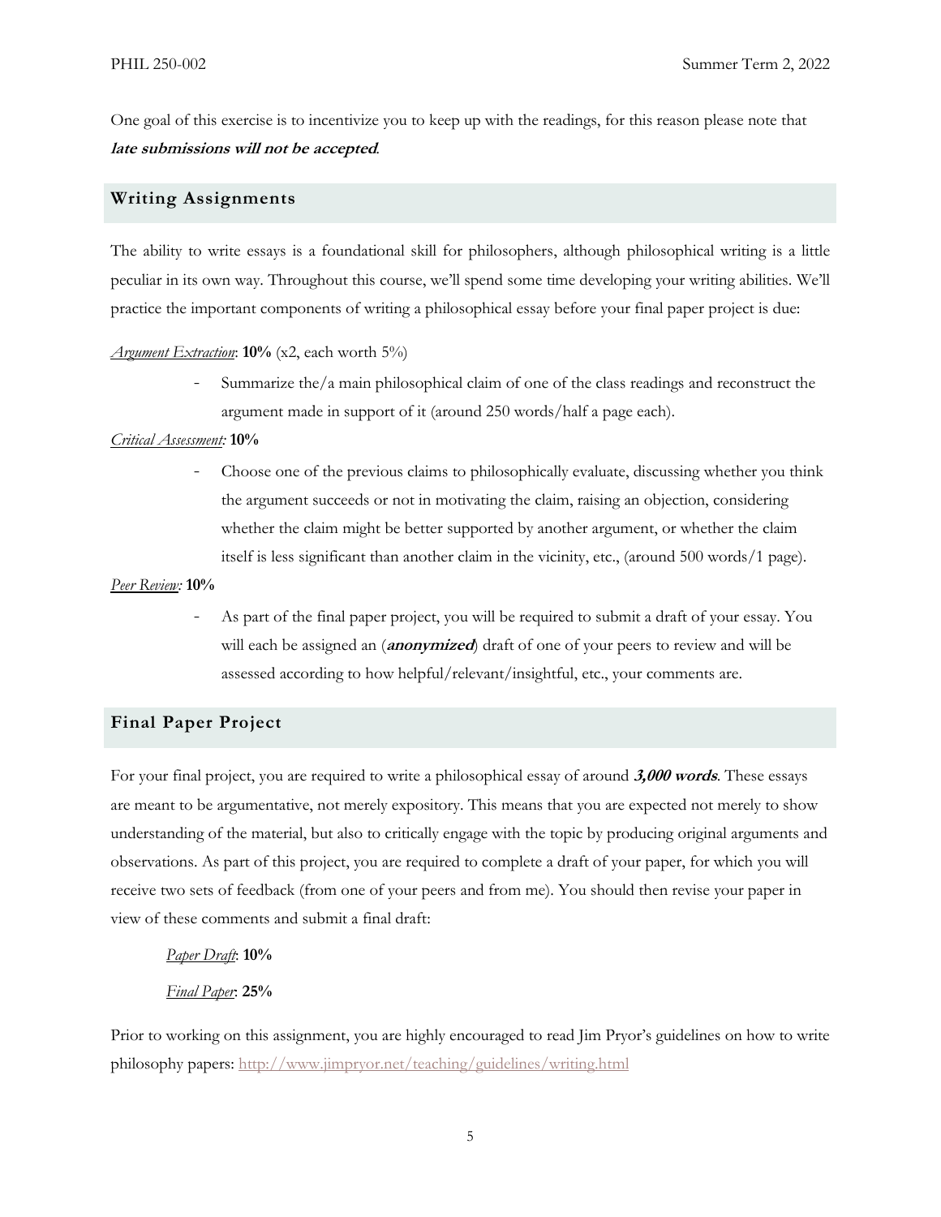One goal of this exercise is to incentivize you to keep up with the readings, for this reason please note that ***late submissions will not be accepted***.

## Writing Assignments

The ability to write essays is a foundational skill for philosophers, although philosophical writing is a little peculiar in its own way. Throughout this course, we'll spend some time developing your writing abilities. We'll practice the important components of writing a philosophical essay before your final paper project is due:

*Argument Extraction*: **10%** (x2, each worth 5%)

- Summarize the/a main philosophical claim of one of the class readings and reconstruct the argument made in support of it (around 250 words/half a page each).

*Critical Assessment:* **10%**

- Choose one of the previous claims to philosophically evaluate, discussing whether you think the argument succeeds or not in motivating the claim, raising an objection, considering whether the claim might be better supported by another argument, or whether the claim itself is less significant than another claim in the vicinity, etc., (around 500 words/1 page).

*Peer Review:* **10%**

- As part of the final paper project, you will be required to submit a draft of your essay. You will each be assigned an (***anonymized***) draft of one of your peers to review and will be assessed according to how helpful/relevant/insightful, etc., your comments are.

## Final Paper Project

For your final project, you are required to write a philosophical essay of around ***3,000 words***. These essays are meant to be argumentative, not merely expository. This means that you are expected not merely to show understanding of the material, but also to critically engage with the topic by producing original arguments and observations. As part of this project, you are required to complete a draft of your paper, for which you will receive two sets of feedback (from one of your peers and from me). You should then revise your paper in view of these comments and submit a final draft:

*Paper Draft*: **10%**

*Final Paper*: **25%**

Prior to working on this assignment, you are highly encouraged to read Jim Pryor's guidelines on how to write philosophy papers: http://www.jimpryor.net/teaching/guidelines/writing.html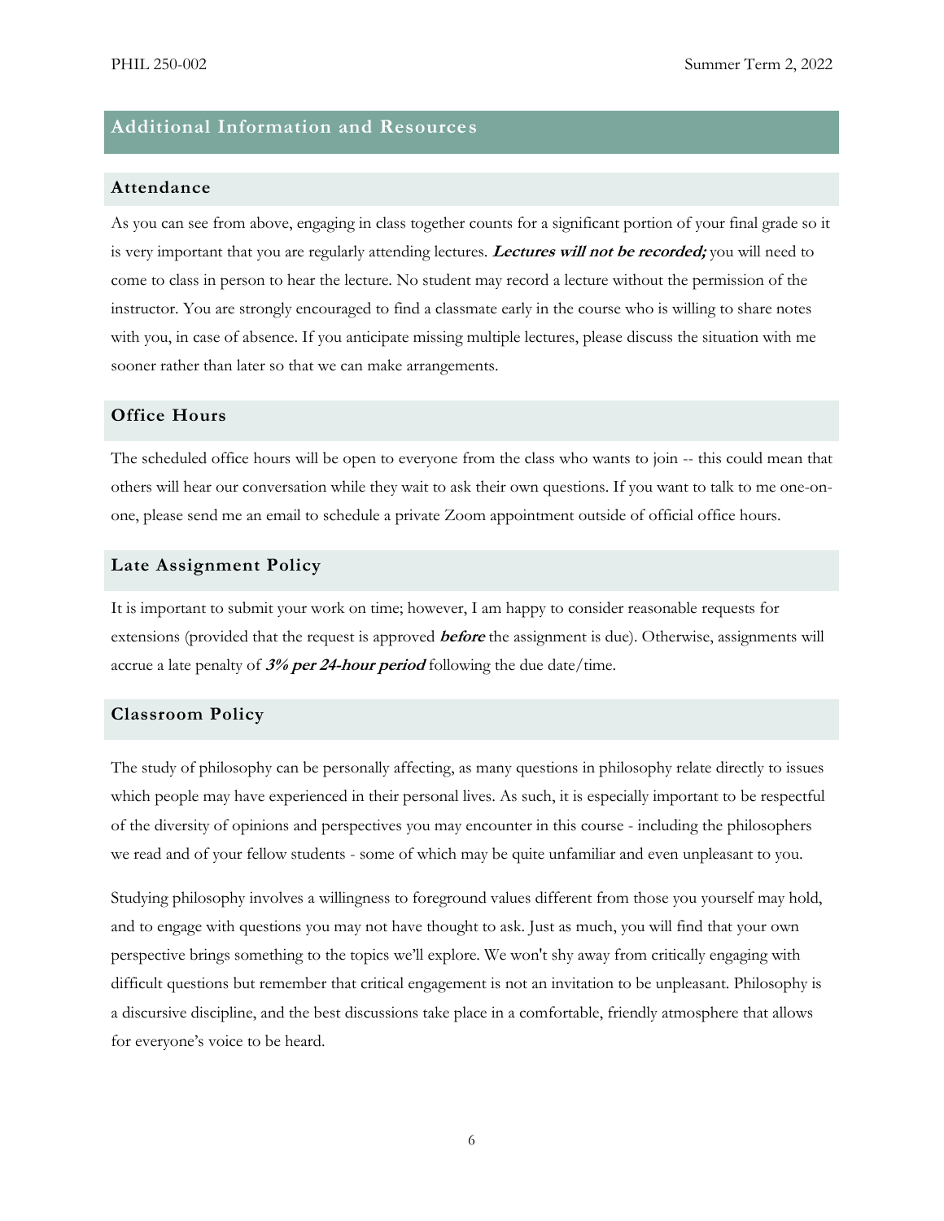## Additional Information and Resources

### Attendance

As you can see from above, engaging in class together counts for a significant portion of your final grade so it is very important that you are regularly attending lectures. ***Lectures will not be recorded;*** you will need to come to class in person to hear the lecture. No student may record a lecture without the permission of the instructor. You are strongly encouraged to find a classmate early in the course who is willing to share notes with you, in case of absence. If you anticipate missing multiple lectures, please discuss the situation with me sooner rather than later so that we can make arrangements.

### Office Hours

The scheduled office hours will be open to everyone from the class who wants to join -- this could mean that others will hear our conversation while they wait to ask their own questions. If you want to talk to me one-on-one, please send me an email to schedule a private Zoom appointment outside of official office hours.

### Late Assignment Policy

It is important to submit your work on time; however, I am happy to consider reasonable requests for extensions (provided that the request is approved ***before*** the assignment is due). Otherwise, assignments will accrue a late penalty of ***3% per 24-hour period*** following the due date/time.

### Classroom Policy

The study of philosophy can be personally affecting, as many questions in philosophy relate directly to issues which people may have experienced in their personal lives. As such, it is especially important to be respectful of the diversity of opinions and perspectives you may encounter in this course - including the philosophers we read and of your fellow students - some of which may be quite unfamiliar and even unpleasant to you.

Studying philosophy involves a willingness to foreground values different from those you yourself may hold, and to engage with questions you may not have thought to ask. Just as much, you will find that your own perspective brings something to the topics we'll explore. We won't shy away from critically engaging with difficult questions but remember that critical engagement is not an invitation to be unpleasant. Philosophy is a discursive discipline, and the best discussions take place in a comfortable, friendly atmosphere that allows for everyone's voice to be heard.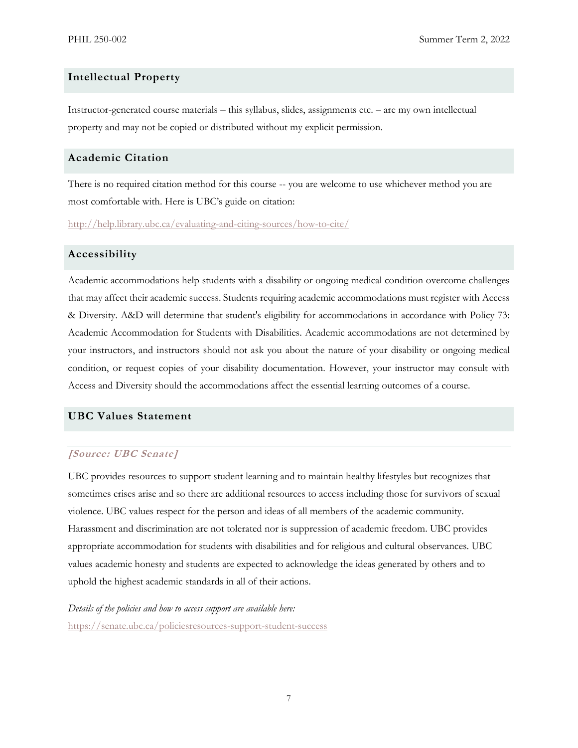## Intellectual Property

Instructor-generated course materials – this syllabus, slides, assignments etc. – are my own intellectual property and may not be copied or distributed without my explicit permission.

## Academic Citation

There is no required citation method for this course -- you are welcome to use whichever method you are most comfortable with. Here is UBC's guide on citation:

http://help.library.ubc.ca/evaluating-and-citing-sources/how-to-cite/

## Accessibility

Academic accommodations help students with a disability or ongoing medical condition overcome challenges that may affect their academic success. Students requiring academic accommodations must register with Access & Diversity. A&D will determine that student's eligibility for accommodations in accordance with Policy 73: Academic Accommodation for Students with Disabilities. Academic accommodations are not determined by your instructors, and instructors should not ask you about the nature of your disability or ongoing medical condition, or request copies of your disability documentation. However, your instructor may consult with Access and Diversity should the accommodations affect the essential learning outcomes of a course.

## UBC Values Statement

***[Source: UBC Senate]***

UBC provides resources to support student learning and to maintain healthy lifestyles but recognizes that sometimes crises arise and so there are additional resources to access including those for survivors of sexual violence. UBC values respect for the person and ideas of all members of the academic community. Harassment and discrimination are not tolerated nor is suppression of academic freedom. UBC provides appropriate accommodation for students with disabilities and for religious and cultural observances. UBC values academic honesty and students are expected to acknowledge the ideas generated by others and to uphold the highest academic standards in all of their actions.

*Details of the policies and how to access support are available here:*
https://senate.ubc.ca/policiesresources-support-student-success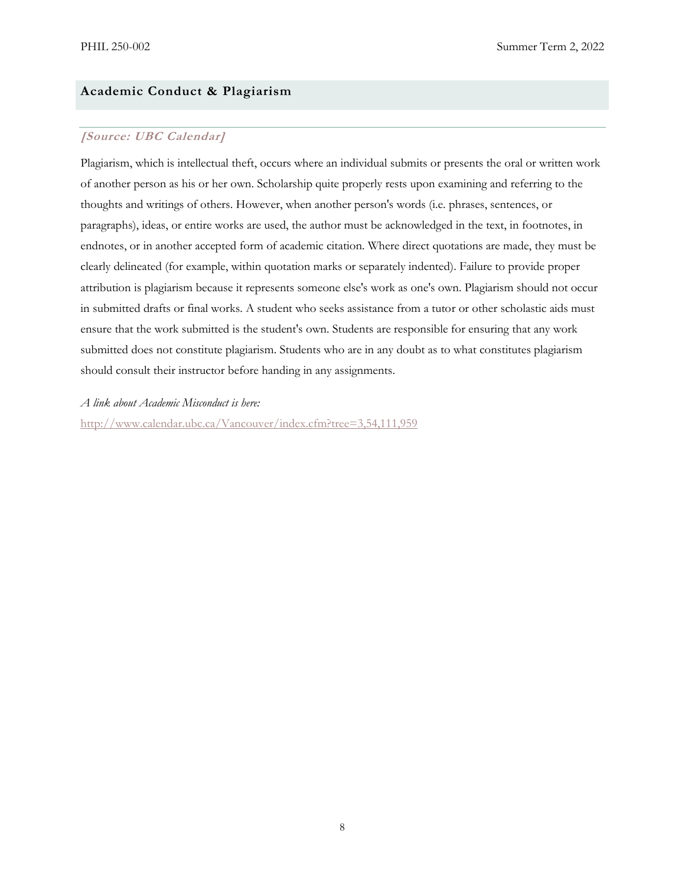## Academic Conduct & Plagiarism

***[Source: UBC Calendar]***

Plagiarism, which is intellectual theft, occurs where an individual submits or presents the oral or written work of another person as his or her own. Scholarship quite properly rests upon examining and referring to the thoughts and writings of others. However, when another person's words (i.e. phrases, sentences, or paragraphs), ideas, or entire works are used, the author must be acknowledged in the text, in footnotes, in endnotes, or in another accepted form of academic citation. Where direct quotations are made, they must be clearly delineated (for example, within quotation marks or separately indented). Failure to provide proper attribution is plagiarism because it represents someone else's work as one's own. Plagiarism should not occur in submitted drafts or final works. A student who seeks assistance from a tutor or other scholastic aids must ensure that the work submitted is the student's own. Students are responsible for ensuring that any work submitted does not constitute plagiarism. Students who are in any doubt as to what constitutes plagiarism should consult their instructor before handing in any assignments.

*A link about Academic Misconduct is here:*
[http://www.calendar.ubc.ca/Vancouver/index.cfm?tree=3,54,111,959](http://www.calendar.ubc.ca/Vancouver/index.cfm?tree=3,54,111,959)